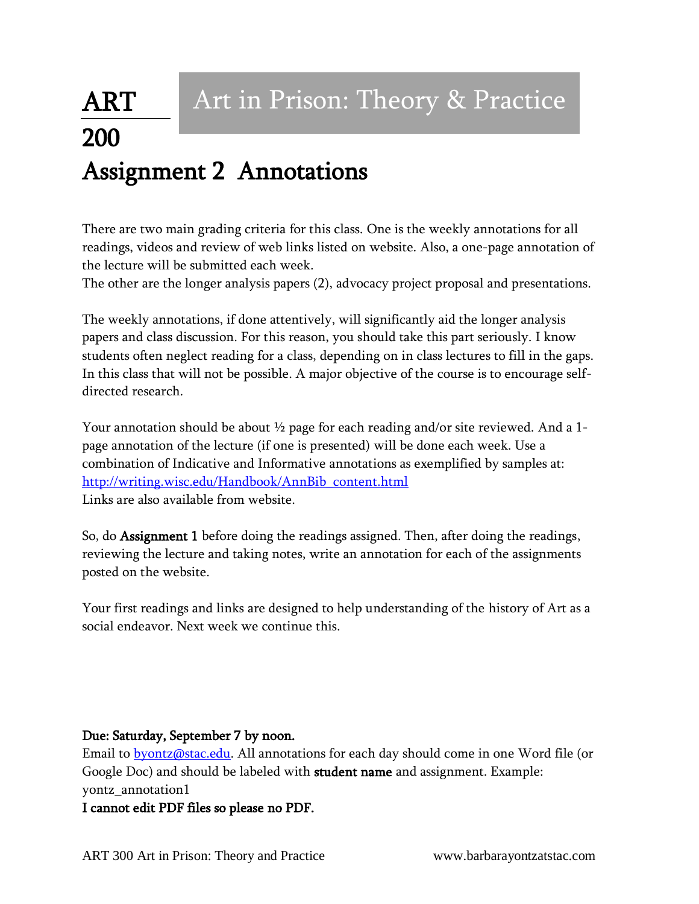# ART 200 Art in Prison: Theory & Practice

## Assignment 2 Annotations

There are two main grading criteria for this class. One is the weekly annotations for all readings, videos and review of web links listed on website. Also, a one-page annotation of the lecture will be submitted each week.
The other are the longer analysis papers (2), advocacy project proposal and presentations.

The weekly annotations, if done attentively, will significantly aid the longer analysis papers and class discussion. For this reason, you should take this part seriously. I know students often neglect reading for a class, depending on in class lectures to fill in the gaps. In this class that will not be possible. A major objective of the course is to encourage self-directed research.

Your annotation should be about ½ page for each reading and/or site reviewed. And a 1-page annotation of the lecture (if one is presented) will be done each week. Use a combination of Indicative and Informative annotations as exemplified by samples at: [http://writing.wisc.edu/Handbook/AnnBib_content.html](http://writing.wisc.edu/Handbook/AnnBib_content.html)
Links are also available from website.

So, do **Assignment 1** before doing the readings assigned. Then, after doing the readings, reviewing the lecture and taking notes, write an annotation for each of the assignments posted on the website.

Your first readings and links are designed to help understanding of the history of Art as a social endeavor. Next week we continue this.

**Due: Saturday, September 7 by noon.**
Email to [byontz@stac.edu](mailto:byontz@stac.edu). All annotations for each day should come in one Word file (or Google Doc) and should be labeled with **student name** and assignment. Example: yontz_annotation1
**I cannot edit PDF files so please no PDF.**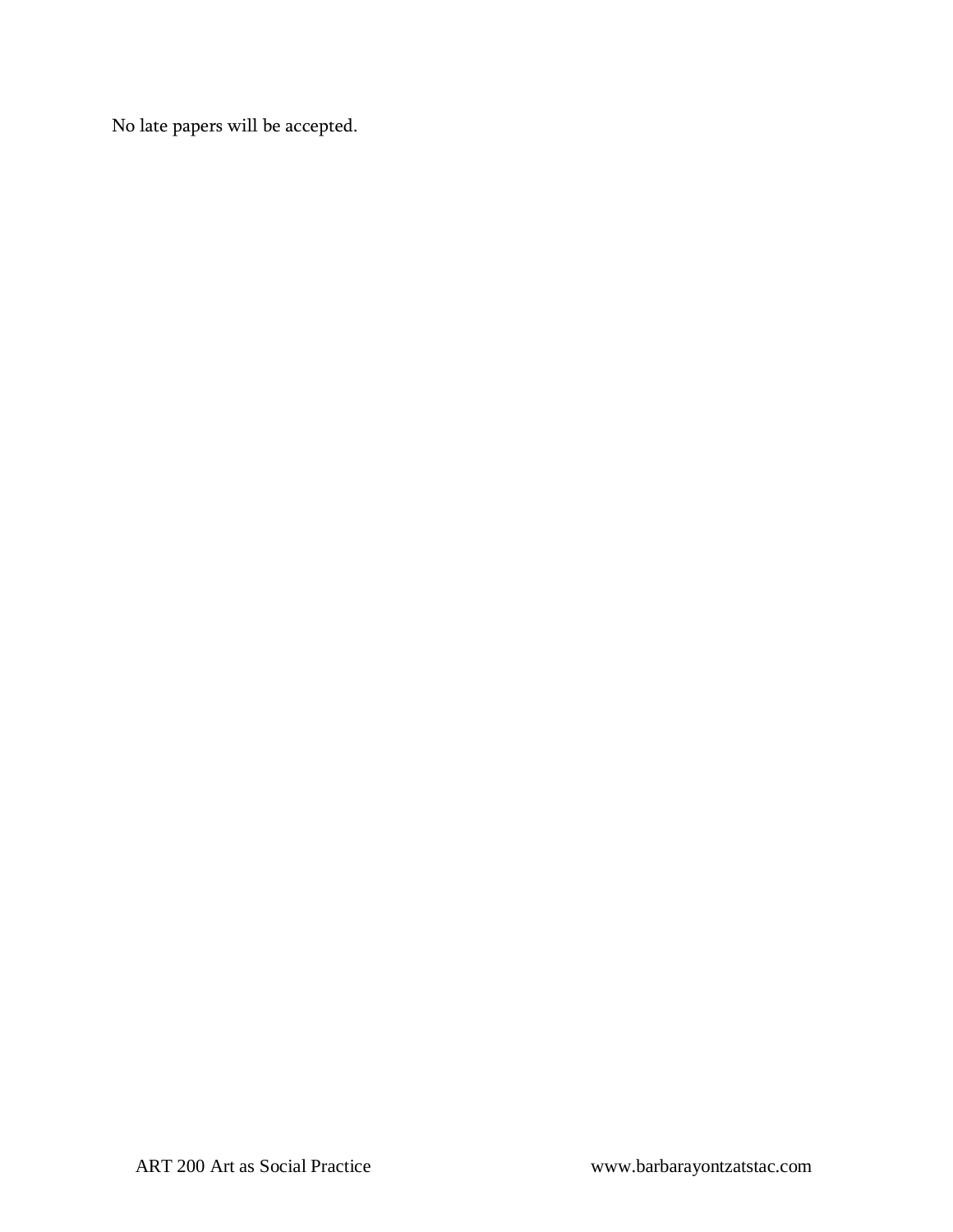No late papers will be accepted.